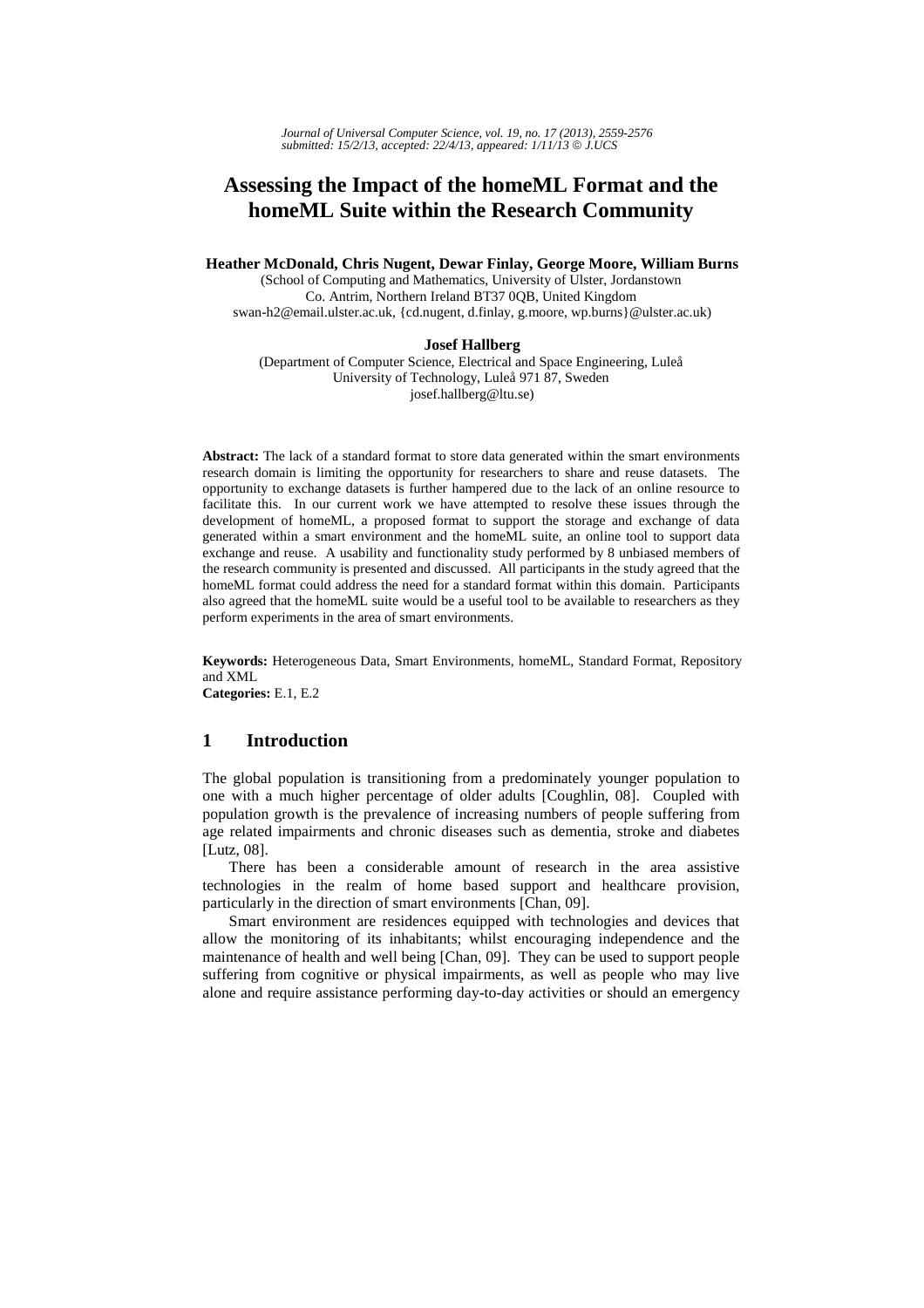# Assessing the Impact of the homeML Format and the homeML Suite within the Research Community

**Heather McDonald, Chris Nugent, Dewar Finlay, George Moore, William Burns**
(School of Computing and Mathematics, University of Ulster, Jordanstown
Co. Antrim, Northern Ireland BT37 0QB, United Kingdom
swan-h2@email.ulster.ac.uk, {cd.nugent, d.finlay, g.moore, wp.burns}@ulster.ac.uk)

**Josef Hallberg**
(Department of Computer Science, Electrical and Space Engineering, Luleå
University of Technology, Luleå 971 87, Sweden
josef.hallberg@ltu.se)

**Abstract:** The lack of a standard format to store data generated within the smart environments research domain is limiting the opportunity for researchers to share and reuse datasets. The opportunity to exchange datasets is further hampered due to the lack of an online resource to facilitate this. In our current work we have attempted to resolve these issues through the development of homeML, a proposed format to support the storage and exchange of data generated within a smart environment and the homeML suite, an online tool to support data exchange and reuse. A usability and functionality study performed by 8 unbiased members of the research community is presented and discussed. All participants in the study agreed that the homeML format could address the need for a standard format within this domain. Participants also agreed that the homeML suite would be a useful tool to be available to researchers as they perform experiments in the area of smart environments.

**Keywords:** Heterogeneous Data, Smart Environments, homeML, Standard Format, Repository and XML
**Categories:** E.1, E.2

## 1 Introduction

The global population is transitioning from a predominately younger population to one with a much higher percentage of older adults [Coughlin, 08]. Coupled with population growth is the prevalence of increasing numbers of people suffering from age related impairments and chronic diseases such as dementia, stroke and diabetes [Lutz, 08].

There has been a considerable amount of research in the area assistive technologies in the realm of home based support and healthcare provision, particularly in the direction of smart environments [Chan, 09].

Smart environment are residences equipped with technologies and devices that allow the monitoring of its inhabitants; whilst encouraging independence and the maintenance of health and well being [Chan, 09]. They can be used to support people suffering from cognitive or physical impairments, as well as people who may live alone and require assistance performing day-to-day activities or should an emergency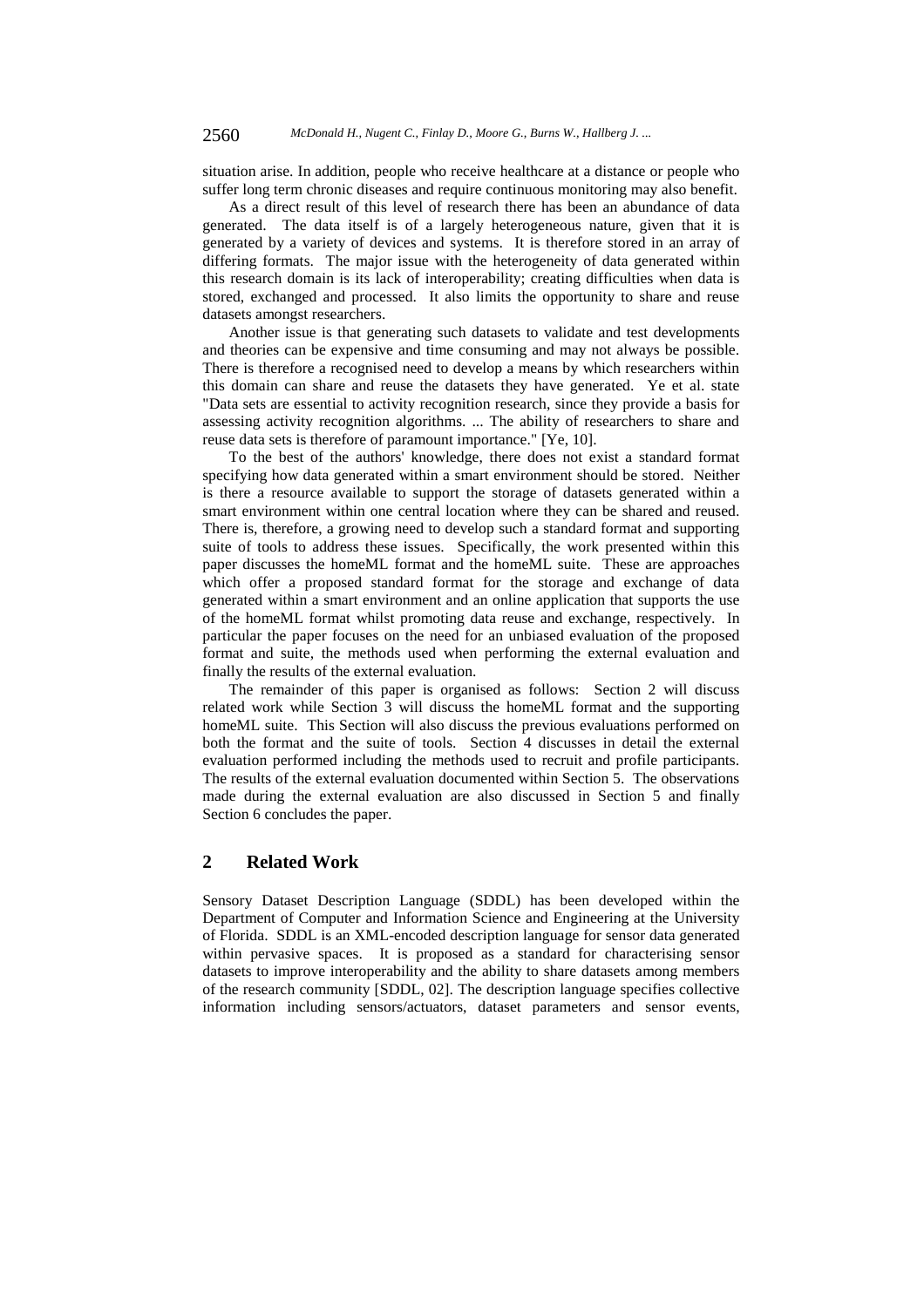situation arise. In addition, people who receive healthcare at a distance or people who suffer long term chronic diseases and require continuous monitoring may also benefit.

As a direct result of this level of research there has been an abundance of data generated. The data itself is of a largely heterogeneous nature, given that it is generated by a variety of devices and systems. It is therefore stored in an array of differing formats. The major issue with the heterogeneity of data generated within this research domain is its lack of interoperability; creating difficulties when data is stored, exchanged and processed. It also limits the opportunity to share and reuse datasets amongst researchers.

Another issue is that generating such datasets to validate and test developments and theories can be expensive and time consuming and may not always be possible. There is therefore a recognised need to develop a means by which researchers within this domain can share and reuse the datasets they have generated. Ye et al. state "Data sets are essential to activity recognition research, since they provide a basis for assessing activity recognition algorithms. ... The ability of researchers to share and reuse data sets is therefore of paramount importance." [Ye, 10].

To the best of the authors' knowledge, there does not exist a standard format specifying how data generated within a smart environment should be stored. Neither is there a resource available to support the storage of datasets generated within a smart environment within one central location where they can be shared and reused. There is, therefore, a growing need to develop such a standard format and supporting suite of tools to address these issues. Specifically, the work presented within this paper discusses the homeML format and the homeML suite. These are approaches which offer a proposed standard format for the storage and exchange of data generated within a smart environment and an online application that supports the use of the homeML format whilst promoting data reuse and exchange, respectively. In particular the paper focuses on the need for an unbiased evaluation of the proposed format and suite, the methods used when performing the external evaluation and finally the results of the external evaluation.

The remainder of this paper is organised as follows: Section 2 will discuss related work while Section 3 will discuss the homeML format and the supporting homeML suite. This Section will also discuss the previous evaluations performed on both the format and the suite of tools. Section 4 discusses in detail the external evaluation performed including the methods used to recruit and profile participants. The results of the external evaluation documented within Section 5. The observations made during the external evaluation are also discussed in Section 5 and finally Section 6 concludes the paper.

## 2 Related Work

Sensory Dataset Description Language (SDDL) has been developed within the Department of Computer and Information Science and Engineering at the University of Florida. SDDL is an XML-encoded description language for sensor data generated within pervasive spaces. It is proposed as a standard for characterising sensor datasets to improve interoperability and the ability to share datasets among members of the research community [SDDL, 02]. The description language specifies collective information including sensors/actuators, dataset parameters and sensor events,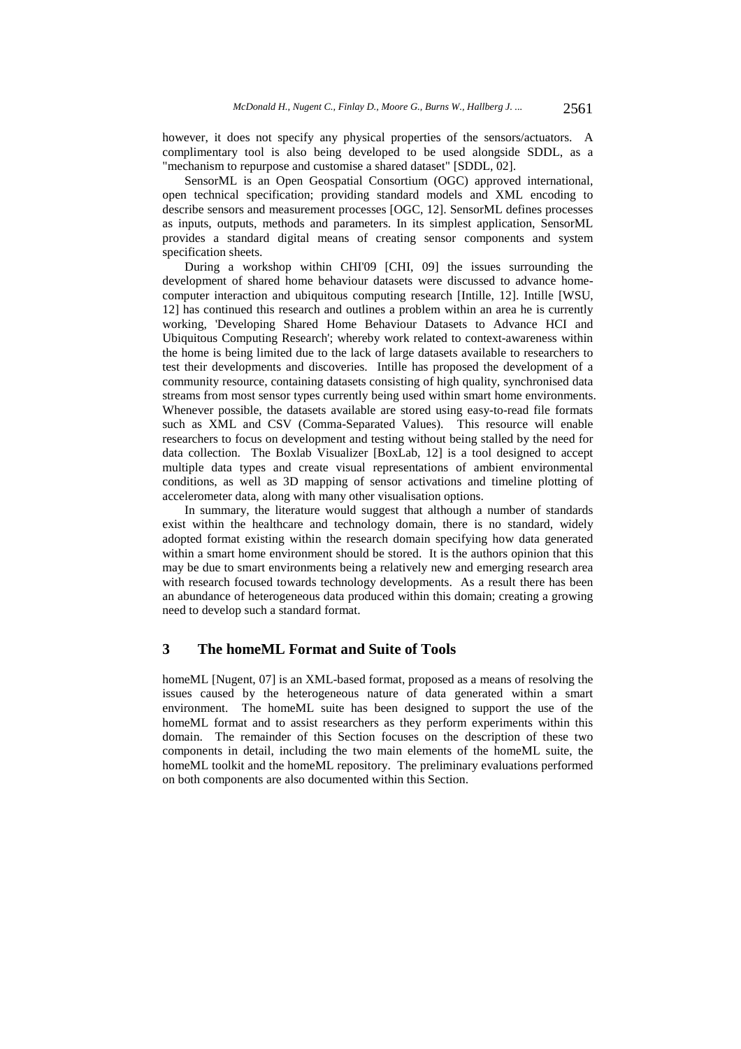however, it does not specify any physical properties of the sensors/actuators. A complimentary tool is also being developed to be used alongside SDDL, as a "mechanism to repurpose and customise a shared dataset" [SDDL, 02].

SensorML is an Open Geospatial Consortium (OGC) approved international, open technical specification; providing standard models and XML encoding to describe sensors and measurement processes [OGC, 12]. SensorML defines processes as inputs, outputs, methods and parameters. In its simplest application, SensorML provides a standard digital means of creating sensor components and system specification sheets.

During a workshop within CHI'09 [CHI, 09] the issues surrounding the development of shared home behaviour datasets were discussed to advance home-computer interaction and ubiquitous computing research [Intille, 12]. Intille [WSU, 12] has continued this research and outlines a problem within an area he is currently working, 'Developing Shared Home Behaviour Datasets to Advance HCI and Ubiquitous Computing Research'; whereby work related to context-awareness within the home is being limited due to the lack of large datasets available to researchers to test their developments and discoveries. Intille has proposed the development of a community resource, containing datasets consisting of high quality, synchronised data streams from most sensor types currently being used within smart home environments. Whenever possible, the datasets available are stored using easy-to-read file formats such as XML and CSV (Comma-Separated Values). This resource will enable researchers to focus on development and testing without being stalled by the need for data collection. The Boxlab Visualizer [BoxLab, 12] is a tool designed to accept multiple data types and create visual representations of ambient environmental conditions, as well as 3D mapping of sensor activations and timeline plotting of accelerometer data, along with many other visualisation options.

In summary, the literature would suggest that although a number of standards exist within the healthcare and technology domain, there is no standard, widely adopted format existing within the research domain specifying how data generated within a smart home environment should be stored. It is the authors opinion that this may be due to smart environments being a relatively new and emerging research area with research focused towards technology developments. As a result there has been an abundance of heterogeneous data produced within this domain; creating a growing need to develop such a standard format.

## 3 The homeML Format and Suite of Tools

homeML [Nugent, 07] is an XML-based format, proposed as a means of resolving the issues caused by the heterogeneous nature of data generated within a smart environment. The homeML suite has been designed to support the use of the homeML format and to assist researchers as they perform experiments within this domain. The remainder of this Section focuses on the description of these two components in detail, including the two main elements of the homeML suite, the homeML toolkit and the homeML repository. The preliminary evaluations performed on both components are also documented within this Section.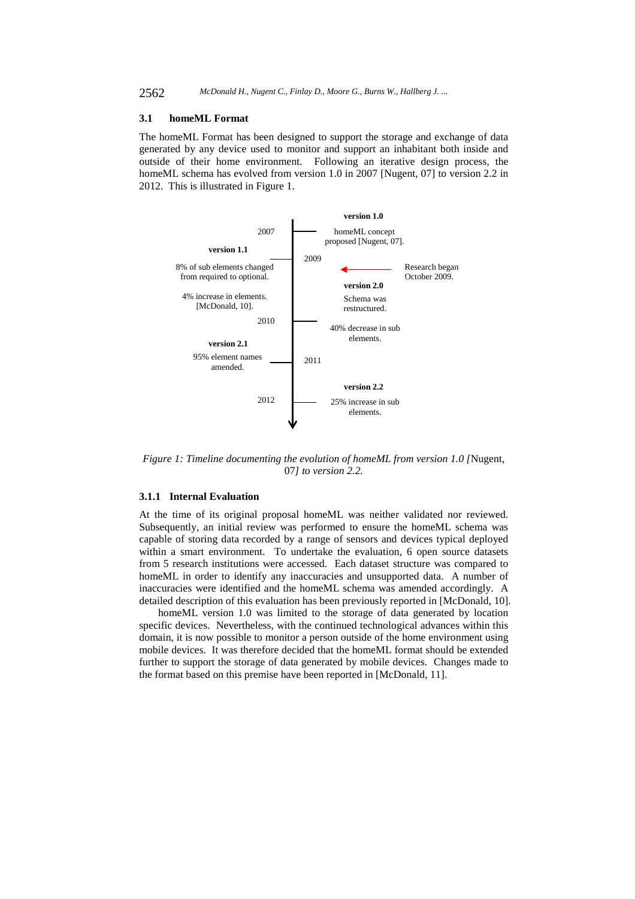### 3.1 homeML Format

The homeML Format has been designed to support the storage and exchange of data generated by any device used to monitor and support an inhabitant both inside and outside of their home environment. Following an iterative design process, the homeML schema has evolved from version 1.0 in 2007 [Nugent, 07] to version 2.2 in 2012. This is illustrated in Figure 1.

version 1.0

2007 — homeML concept proposed [Nugent, 07].

version 1.1

8% of sub elements changed from required to optional.

4% increase in elements. [McDonald, 10].

2009

Research began October 2009.

version 2.0

Schema was restructured.

2010

40% decrease in sub elements.

version 2.1

95% element names amended.

2011

version 2.2

2012 — 25% increase in sub elements.

*Figure 1: Timeline documenting the evolution of homeML from version 1.0 [*Nugent, 07*] to version 2.2.*

#### 3.1.1 Internal Evaluation

At the time of its original proposal homeML was neither validated nor reviewed. Subsequently, an initial review was performed to ensure the homeML schema was capable of storing data recorded by a range of sensors and devices typical deployed within a smart environment. To undertake the evaluation, 6 open source datasets from 5 research institutions were accessed. Each dataset structure was compared to homeML in order to identify any inaccuracies and unsupported data. A number of inaccuracies were identified and the homeML schema was amended accordingly. A detailed description of this evaluation has been previously reported in [McDonald, 10].

homeML version 1.0 was limited to the storage of data generated by location specific devices. Nevertheless, with the continued technological advances within this domain, it is now possible to monitor a person outside of the home environment using mobile devices. It was therefore decided that the homeML format should be extended further to support the storage of data generated by mobile devices. Changes made to the format based on this premise have been reported in [McDonald, 11].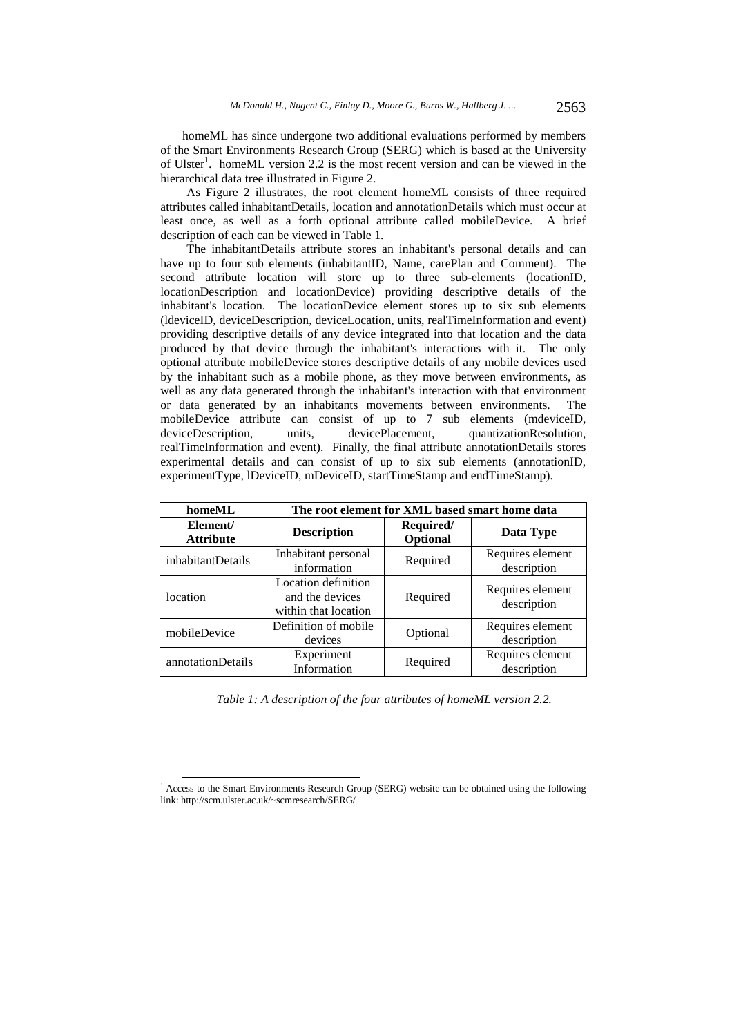homeML has since undergone two additional evaluations performed by members of the Smart Environments Research Group (SERG) which is based at the University of Ulster[1]. homeML version 2.2 is the most recent version and can be viewed in the hierarchical data tree illustrated in Figure 2.

As Figure 2 illustrates, the root element homeML consists of three required attributes called inhabitantDetails, location and annotationDetails which must occur at least once, as well as a forth optional attribute called mobileDevice. A brief description of each can be viewed in Table 1.

The inhabitantDetails attribute stores an inhabitant's personal details and can have up to four sub elements (inhabitantID, Name, carePlan and Comment). The second attribute location will store up to three sub-elements (locationID, locationDescription and locationDevice) providing descriptive details of the inhabitant's location. The locationDevice element stores up to six sub elements (ldeviceID, deviceDescription, deviceLocation, units, realTimeInformation and event) providing descriptive details of any device integrated into that location and the data produced by that device through the inhabitant's interactions with it. The only optional attribute mobileDevice stores descriptive details of any mobile devices used by the inhabitant such as a mobile phone, as they move between environments, as well as any data generated through the inhabitant's interaction with that environment or data generated by an inhabitants movements between environments. The mobileDevice attribute can consist of up to 7 sub elements (mdeviceID, deviceDescription, units, devicePlacement, quantizationResolution, realTimeInformation and event). Finally, the final attribute annotationDetails stores experimental details and can consist of up to six sub elements (annotationID, experimentType, lDeviceID, mDeviceID, startTimeStamp and endTimeStamp).

| **homeML** | **The root element for XML based smart home data** | | |
|---|---|---|---|
| **Element/ Attribute** | **Description** | **Required/ Optional** | **Data Type** |
| inhabitantDetails | Inhabitant personal information | Required | Requires element description |
| location | Location definition and the devices within that location | Required | Requires element description |
| mobileDevice | Definition of mobile devices | Optional | Requires element description |
| annotationDetails | Experiment Information | Required | Requires element description |

*Table 1: A description of the four attributes of homeML version 2.2.*

[1] Access to the Smart Environments Research Group (SERG) website can be obtained using the following link: http://scm.ulster.ac.uk/~scmresearch/SERG/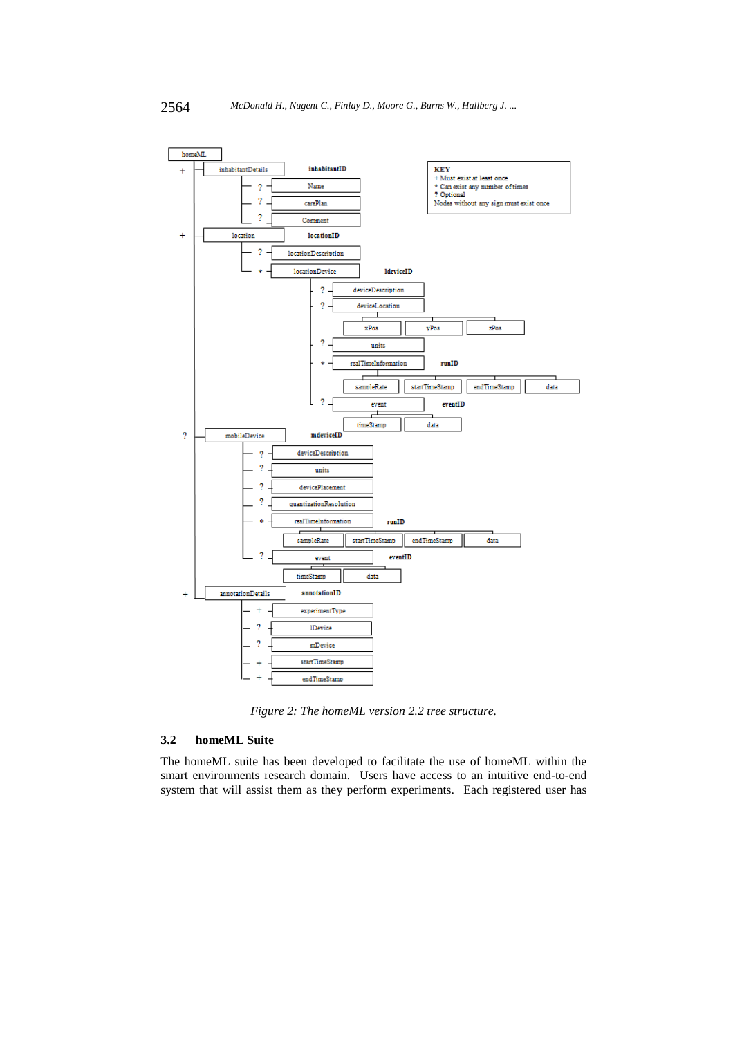Figure 2: The homeML version 2.2 tree structure.

### 3.2 homeML Suite

The homeML suite has been developed to facilitate the use of homeML within the smart environments research domain. Users have access to an intuitive end-to-end system that will assist them as they perform experiments. Each registered user has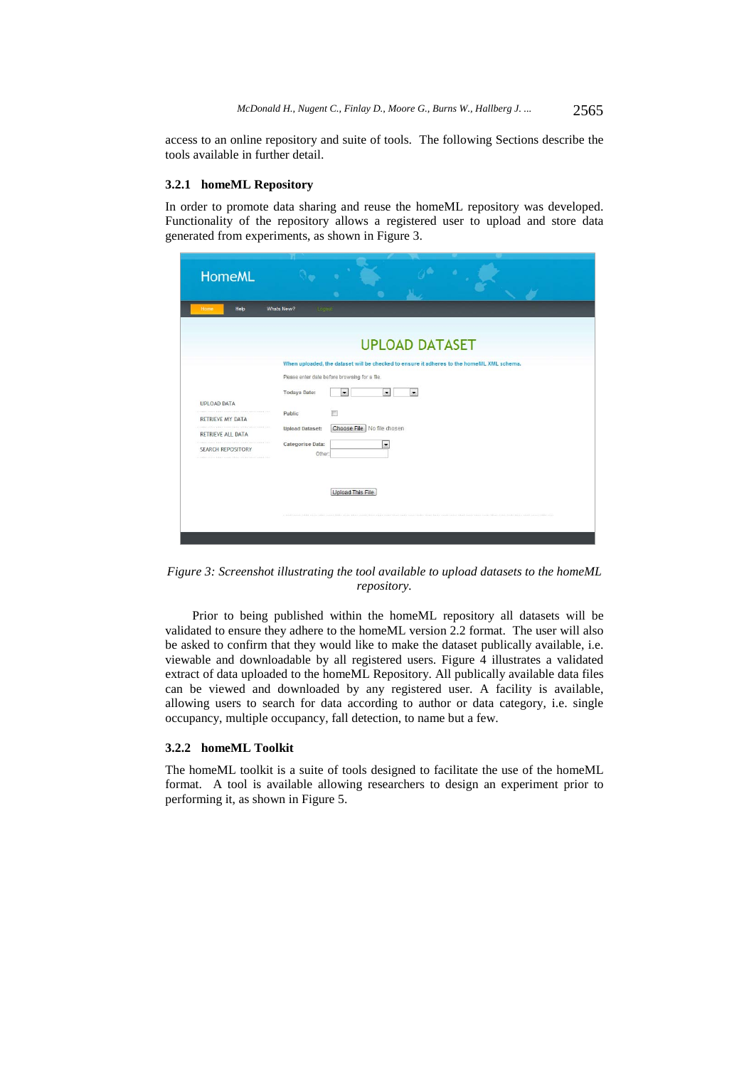access to an online repository and suite of tools. The following Sections describe the tools available in further detail.

### 3.2.1 homeML Repository

In order to promote data sharing and reuse the homeML repository was developed. Functionality of the repository allows a registered user to upload and store data generated from experiments, as shown in Figure 3.

*Figure 3: Screenshot illustrating the tool available to upload datasets to the homeML repository.*

Prior to being published within the homeML repository all datasets will be validated to ensure they adhere to the homeML version 2.2 format. The user will also be asked to confirm that they would like to make the dataset publically available, i.e. viewable and downloadable by all registered users. Figure 4 illustrates a validated extract of data uploaded to the homeML Repository. All publically available data files can be viewed and downloaded by any registered user. A facility is available, allowing users to search for data according to author or data category, i.e. single occupancy, multiple occupancy, fall detection, to name but a few.

### 3.2.2 homeML Toolkit

The homeML toolkit is a suite of tools designed to facilitate the use of the homeML format. A tool is available allowing researchers to design an experiment prior to performing it, as shown in Figure 5.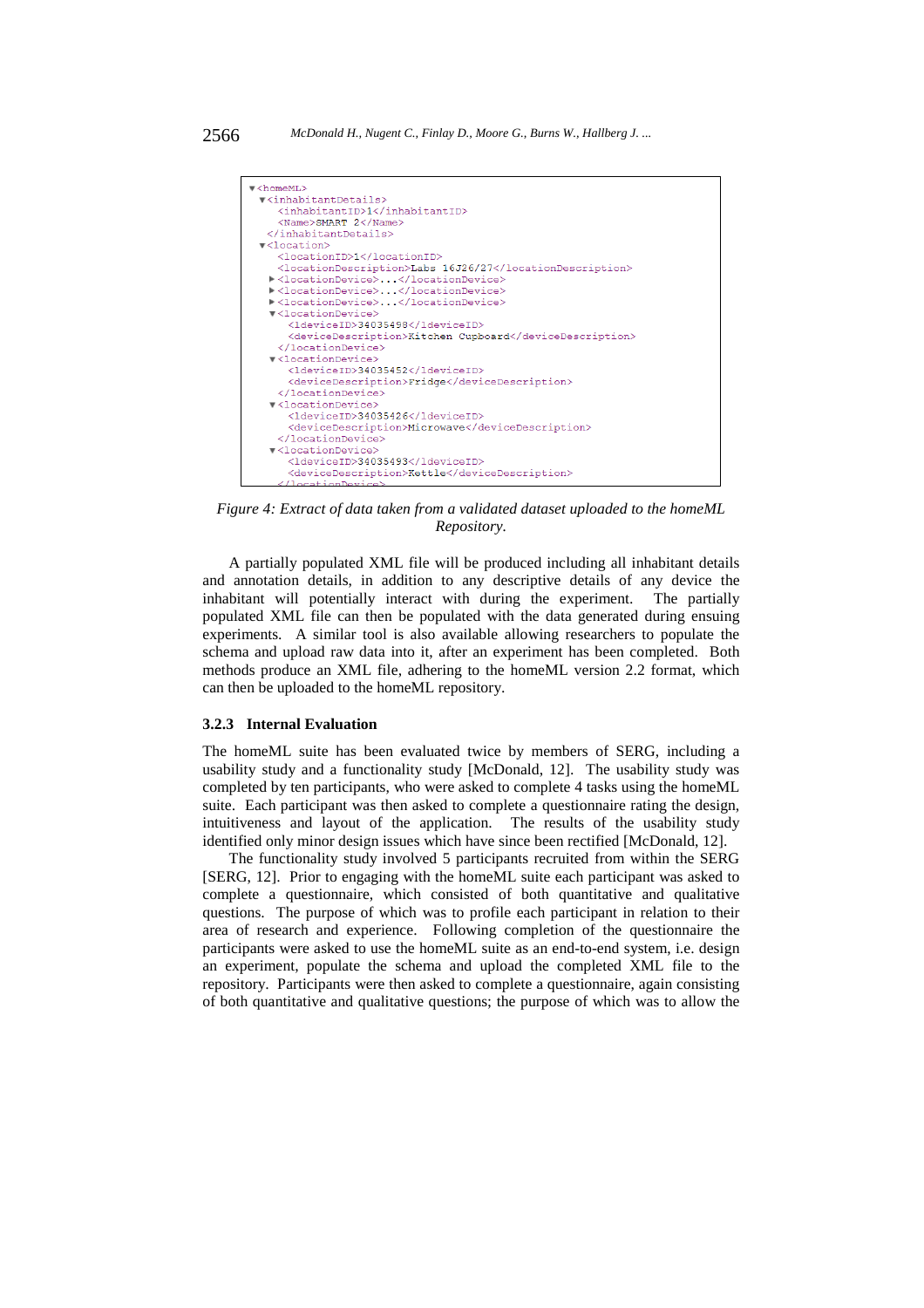```
▼<homeML>
  ▼<inhabitantDetails>
      <inhabitantID>1</inhabitantID>
      <Name>SMART 2</Name>
    </inhabitantDetails>
  ▼<location>
      <locationID>1</locationID>
      <locationDescription>Labs 16J26/27</locationDescription>
    ▶<locationDevice>...</locationDevice>
    ▶<locationDevice>...</locationDevice>
    ▶<locationDevice>...</locationDevice>
    ▼<locationDevice>
        <ldeviceID>34035498</ldeviceID>
        <deviceDescription>Kitchen Cupboard</deviceDescription>
      </locationDevice>
    ▼<locationDevice>
        <ldeviceID>34035452</ldeviceID>
        <deviceDescription>Fridge</deviceDescription>
      </locationDevice>
    ▼<locationDevice>
        <ldeviceID>34035426</ldeviceID>
        <deviceDescription>Microwave</deviceDescription>
      </locationDevice>
    ▼<locationDevice>
        <ldeviceID>34035493</ldeviceID>
        <deviceDescription>Kettle</deviceDescription>
      </locationDevice>
```

*Figure 4: Extract of data taken from a validated dataset uploaded to the homeML Repository.*

A partially populated XML file will be produced including all inhabitant details and annotation details, in addition to any descriptive details of any device the inhabitant will potentially interact with during the experiment. The partially populated XML file can then be populated with the data generated during ensuing experiments. A similar tool is also available allowing researchers to populate the schema and upload raw data into it, after an experiment has been completed. Both methods produce an XML file, adhering to the homeML version 2.2 format, which can then be uploaded to the homeML repository.

### 3.2.3 Internal Evaluation

The homeML suite has been evaluated twice by members of SERG, including a usability study and a functionality study [McDonald, 12]. The usability study was completed by ten participants, who were asked to complete 4 tasks using the homeML suite. Each participant was then asked to complete a questionnaire rating the design, intuitiveness and layout of the application. The results of the usability study identified only minor design issues which have since been rectified [McDonald, 12].

The functionality study involved 5 participants recruited from within the SERG [SERG, 12]. Prior to engaging with the homeML suite each participant was asked to complete a questionnaire, which consisted of both quantitative and qualitative questions. The purpose of which was to profile each participant in relation to their area of research and experience. Following completion of the questionnaire the participants were asked to use the homeML suite as an end-to-end system, i.e. design an experiment, populate the schema and upload the completed XML file to the repository. Participants were then asked to complete a questionnaire, again consisting of both quantitative and qualitative questions; the purpose of which was to allow the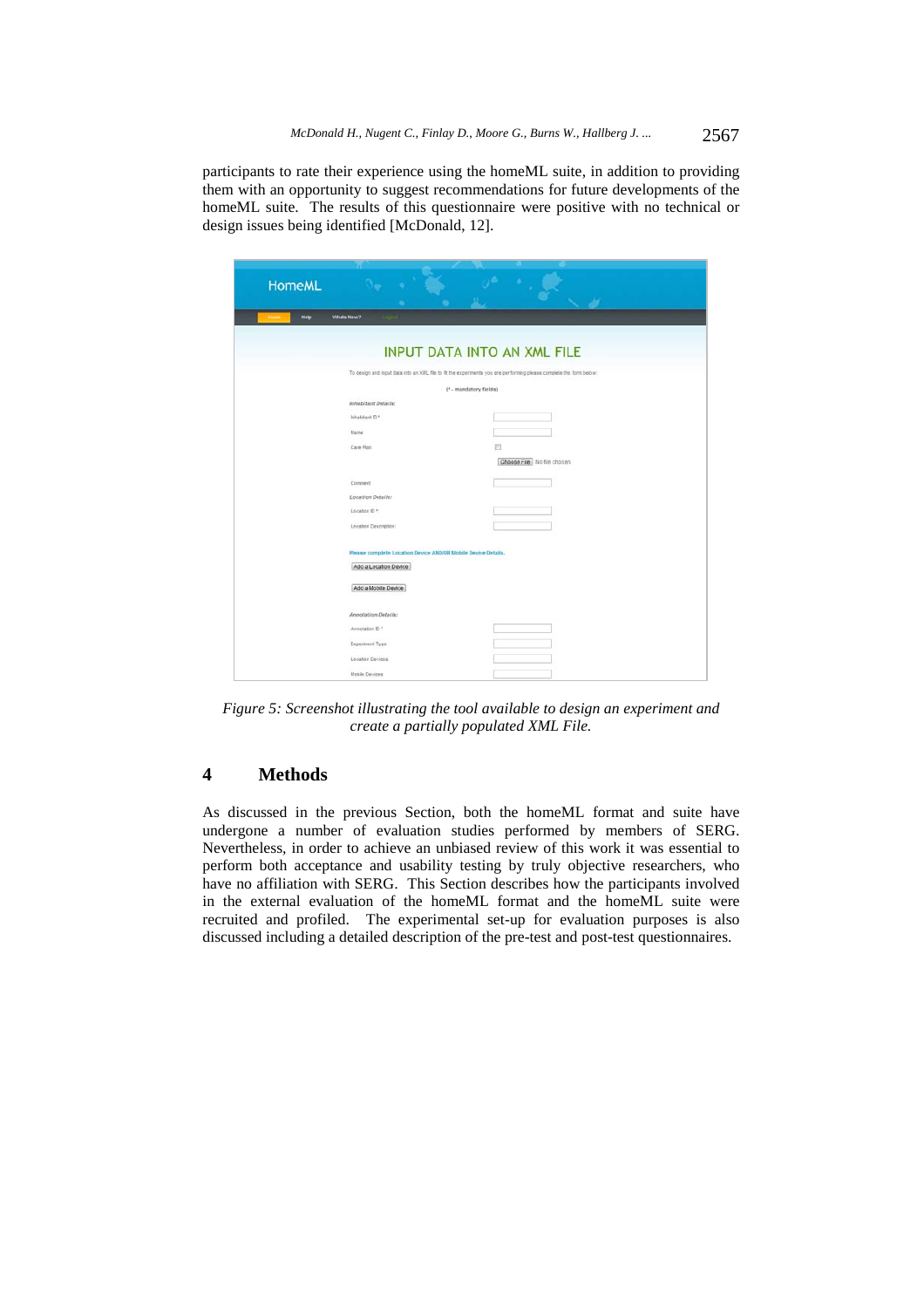participants to rate their experience using the homeML suite, in addition to providing them with an opportunity to suggest recommendations for future developments of the homeML suite. The results of this questionnaire were positive with no technical or design issues being identified [McDonald, 12].

*Figure 5: Screenshot illustrating the tool available to design an experiment and create a partially populated XML File.*

## 4 Methods

As discussed in the previous Section, both the homeML format and suite have undergone a number of evaluation studies performed by members of SERG. Nevertheless, in order to achieve an unbiased review of this work it was essential to perform both acceptance and usability testing by truly objective researchers, who have no affiliation with SERG. This Section describes how the participants involved in the external evaluation of the homeML format and the homeML suite were recruited and profiled. The experimental set-up for evaluation purposes is also discussed including a detailed description of the pre-test and post-test questionnaires.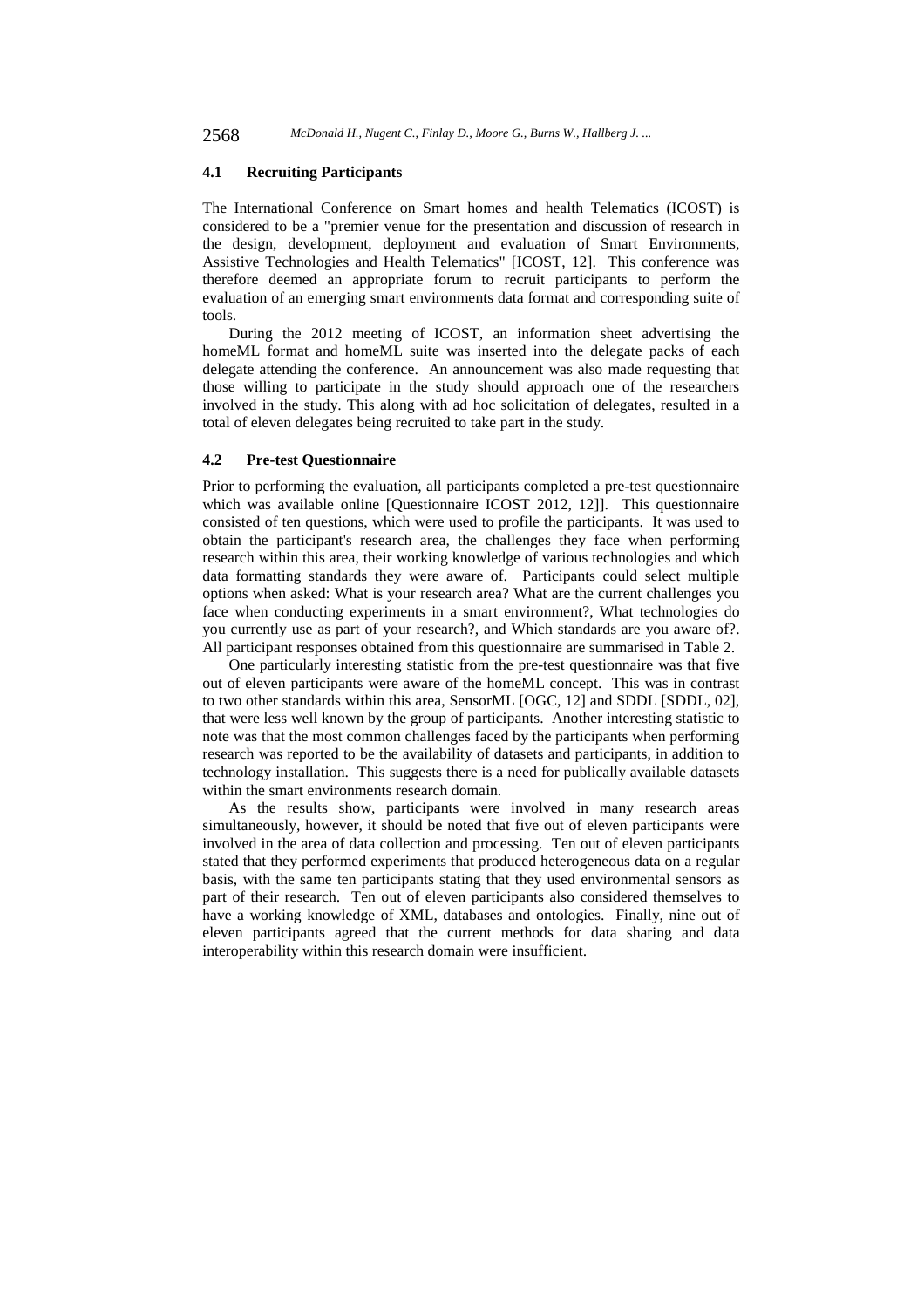### 4.1 Recruiting Participants

The International Conference on Smart homes and health Telematics (ICOST) is considered to be a "premier venue for the presentation and discussion of research in the design, development, deployment and evaluation of Smart Environments, Assistive Technologies and Health Telematics" [ICOST, 12]. This conference was therefore deemed an appropriate forum to recruit participants to perform the evaluation of an emerging smart environments data format and corresponding suite of tools.

During the 2012 meeting of ICOST, an information sheet advertising the homeML format and homeML suite was inserted into the delegate packs of each delegate attending the conference. An announcement was also made requesting that those willing to participate in the study should approach one of the researchers involved in the study. This along with ad hoc solicitation of delegates, resulted in a total of eleven delegates being recruited to take part in the study.

### 4.2 Pre-test Questionnaire

Prior to performing the evaluation, all participants completed a pre-test questionnaire which was available online [Questionnaire ICOST 2012, 12]]. This questionnaire consisted of ten questions, which were used to profile the participants. It was used to obtain the participant's research area, the challenges they face when performing research within this area, their working knowledge of various technologies and which data formatting standards they were aware of. Participants could select multiple options when asked: What is your research area? What are the current challenges you face when conducting experiments in a smart environment?, What technologies do you currently use as part of your research?, and Which standards are you aware of?. All participant responses obtained from this questionnaire are summarised in Table 2.

One particularly interesting statistic from the pre-test questionnaire was that five out of eleven participants were aware of the homeML concept. This was in contrast to two other standards within this area, SensorML [OGC, 12] and SDDL [SDDL, 02], that were less well known by the group of participants. Another interesting statistic to note was that the most common challenges faced by the participants when performing research was reported to be the availability of datasets and participants, in addition to technology installation. This suggests there is a need for publically available datasets within the smart environments research domain.

As the results show, participants were involved in many research areas simultaneously, however, it should be noted that five out of eleven participants were involved in the area of data collection and processing. Ten out of eleven participants stated that they performed experiments that produced heterogeneous data on a regular basis, with the same ten participants stating that they used environmental sensors as part of their research. Ten out of eleven participants also considered themselves to have a working knowledge of XML, databases and ontologies. Finally, nine out of eleven participants agreed that the current methods for data sharing and data interoperability within this research domain were insufficient.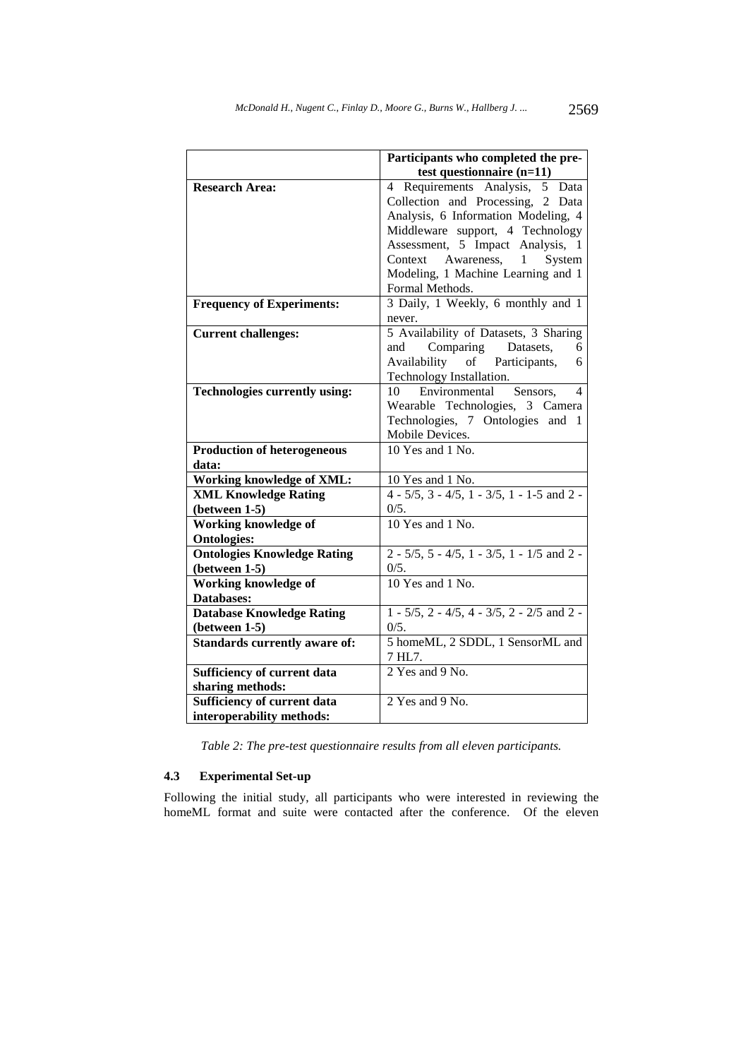| | Participants who completed the pre-test questionnaire (n=11) |
|---|---|
| **Research Area:** | 4 Requirements Analysis, 5 Data Collection and Processing, 2 Data Analysis, 6 Information Modeling, 4 Middleware support, 4 Technology Assessment, 5 Impact Analysis, 1 Context Awareness, 1 System Modeling, 1 Machine Learning and 1 Formal Methods. |
| **Frequency of Experiments:** | 3 Daily, 1 Weekly, 6 monthly and 1 never. |
| **Current challenges:** | 5 Availability of Datasets, 3 Sharing and Comparing Datasets, 6 Availability of Participants, 6 Technology Installation. |
| **Technologies currently using:** | 10 Environmental Sensors, 4 Wearable Technologies, 3 Camera Technologies, 7 Ontologies and 1 Mobile Devices. |
| **Production of heterogeneous data:** | 10 Yes and 1 No. |
| **Working knowledge of XML:** | 10 Yes and 1 No. |
| **XML Knowledge Rating (between 1-5)** | 4 - 5/5, 3 - 4/5, 1 - 3/5, 1 - 1-5 and 2 - 0/5. |
| **Working knowledge of Ontologies:** | 10 Yes and 1 No. |
| **Ontologies Knowledge Rating (between 1-5)** | 2 - 5/5, 5 - 4/5, 1 - 3/5, 1 - 1/5 and 2 - 0/5. |
| **Working knowledge of Databases:** | 10 Yes and 1 No. |
| **Database Knowledge Rating (between 1-5)** | 1 - 5/5, 2 - 4/5, 4 - 3/5, 2 - 2/5 and 2 - 0/5. |
| **Standards currently aware of:** | 5 homeML, 2 SDDL, 1 SensorML and 7 HL7. |
| **Sufficiency of current data sharing methods:** | 2 Yes and 9 No. |
| **Sufficiency of current data interoperability methods:** | 2 Yes and 9 No. |

*Table 2: The pre-test questionnaire results from all eleven participants.*

### 4.3 Experimental Set-up

Following the initial study, all participants who were interested in reviewing the homeML format and suite were contacted after the conference. Of the eleven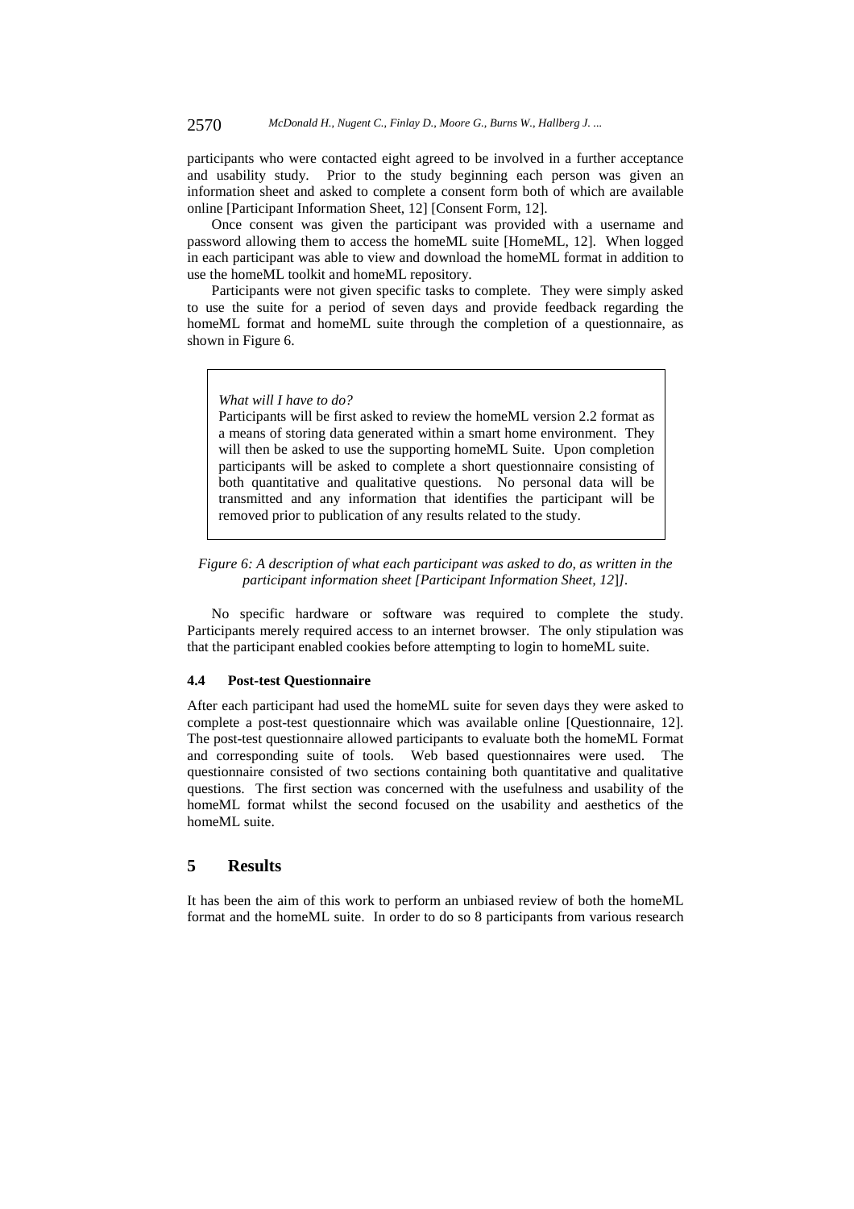participants who were contacted eight agreed to be involved in a further acceptance and usability study. Prior to the study beginning each person was given an information sheet and asked to complete a consent form both of which are available online [Participant Information Sheet, 12] [Consent Form, 12].

Once consent was given the participant was provided with a username and password allowing them to access the homeML suite [HomeML, 12]. When logged in each participant was able to view and download the homeML format in addition to use the homeML toolkit and homeML repository.

Participants were not given specific tasks to complete. They were simply asked to use the suite for a period of seven days and provide feedback regarding the homeML format and homeML suite through the completion of a questionnaire, as shown in Figure 6.

> *What will I have to do?*
>
> Participants will be first asked to review the homeML version 2.2 format as a means of storing data generated within a smart home environment. They will then be asked to use the supporting homeML Suite. Upon completion participants will be asked to complete a short questionnaire consisting of both quantitative and qualitative questions. No personal data will be transmitted and any information that identifies the participant will be removed prior to publication of any results related to the study.

*Figure 6: A description of what each participant was asked to do, as written in the participant information sheet [Participant Information Sheet, 12]].*

No specific hardware or software was required to complete the study. Participants merely required access to an internet browser. The only stipulation was that the participant enabled cookies before attempting to login to homeML suite.

### 4.4 Post-test Questionnaire

After each participant had used the homeML suite for seven days they were asked to complete a post-test questionnaire which was available online [Questionnaire, 12]. The post-test questionnaire allowed participants to evaluate both the homeML Format and corresponding suite of tools. Web based questionnaires were used. The questionnaire consisted of two sections containing both quantitative and qualitative questions. The first section was concerned with the usefulness and usability of the homeML format whilst the second focused on the usability and aesthetics of the homeML suite.

## 5 Results

It has been the aim of this work to perform an unbiased review of both the homeML format and the homeML suite. In order to do so 8 participants from various research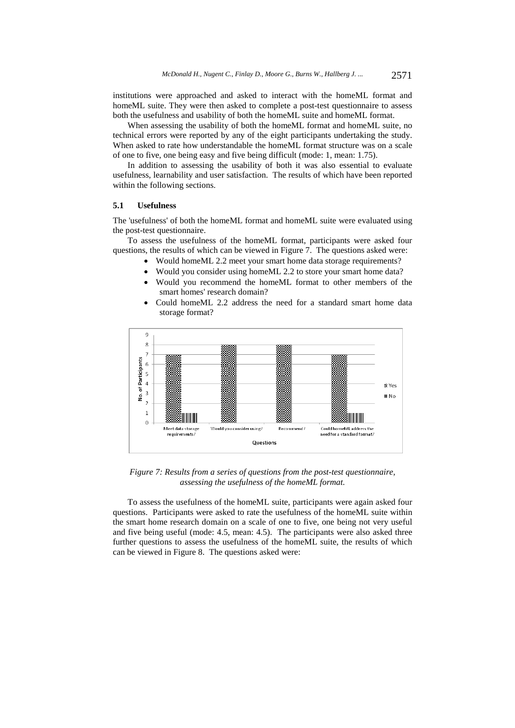institutions were approached and asked to interact with the homeML format and homeML suite. They were then asked to complete a post-test questionnaire to assess both the usefulness and usability of both the homeML suite and homeML format.

When assessing the usability of both the homeML format and homeML suite, no technical errors were reported by any of the eight participants undertaking the study. When asked to rate how understandable the homeML format structure was on a scale of one to five, one being easy and five being difficult (mode: 1, mean: 1.75).

In addition to assessing the usability of both it was also essential to evaluate usefulness, learnability and user satisfaction. The results of which have been reported within the following sections.

### 5.1 Usefulness

The 'usefulness' of both the homeML format and homeML suite were evaluated using the post-test questionnaire.

To assess the usefulness of the homeML format, participants were asked four questions, the results of which can be viewed in Figure 7. The questions asked were:

- Would homeML 2.2 meet your smart home data storage requirements?
- Would you consider using homeML 2.2 to store your smart home data?
- Would you recommend the homeML format to other members of the smart homes' research domain?
- Could homeML 2.2 address the need for a standard smart home data storage format?

*Figure 7: Results from a series of questions from the post-test questionnaire, assessing the usefulness of the homeML format.*

To assess the usefulness of the homeML suite, participants were again asked four questions. Participants were asked to rate the usefulness of the homeML suite within the smart home research domain on a scale of one to five, one being not very useful and five being useful (mode: 4.5, mean: 4.5). The participants were also asked three further questions to assess the usefulness of the homeML suite, the results of which can be viewed in Figure 8. The questions asked were: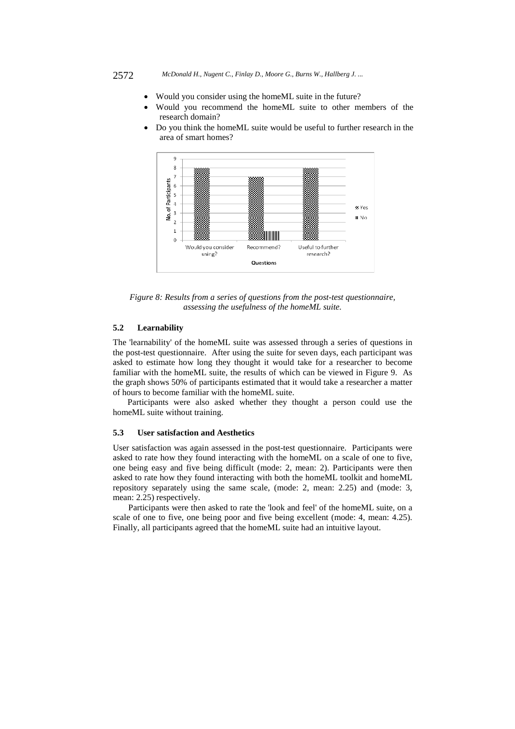- Would you consider using the homeML suite in the future?
- Would you recommend the homeML suite to other members of the research domain?
- Do you think the homeML suite would be useful to further research in the area of smart homes?

*Figure 8: Results from a series of questions from the post-test questionnaire, assessing the usefulness of the homeML suite.*

### 5.2 Learnability

The 'learnability' of the homeML suite was assessed through a series of questions in the post-test questionnaire. After using the suite for seven days, each participant was asked to estimate how long they thought it would take for a researcher to become familiar with the homeML suite, the results of which can be viewed in Figure 9. As the graph shows 50% of participants estimated that it would take a researcher a matter of hours to become familiar with the homeML suite.

Participants were also asked whether they thought a person could use the homeML suite without training.

### 5.3 User satisfaction and Aesthetics

User satisfaction was again assessed in the post-test questionnaire. Participants were asked to rate how they found interacting with the homeML on a scale of one to five, one being easy and five being difficult (mode: 2, mean: 2). Participants were then asked to rate how they found interacting with both the homeML toolkit and homeML repository separately using the same scale, (mode: 2, mean: 2.25) and (mode: 3, mean: 2.25) respectively.

Participants were then asked to rate the 'look and feel' of the homeML suite, on a scale of one to five, one being poor and five being excellent (mode: 4, mean: 4.25). Finally, all participants agreed that the homeML suite had an intuitive layout.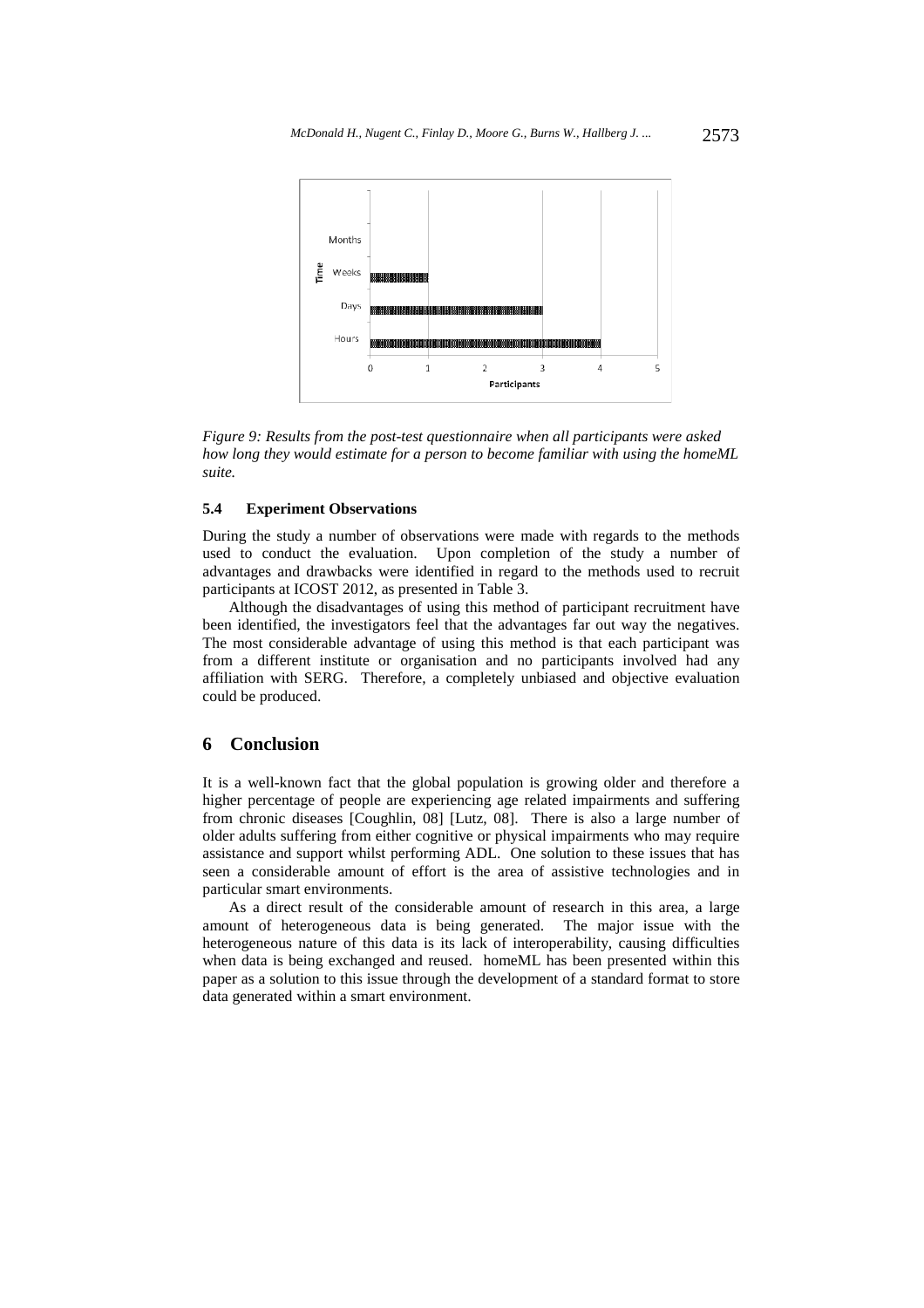*Figure 9: Results from the post-test questionnaire when all participants were asked how long they would estimate for a person to become familiar with using the homeML suite.*

### 5.4 Experiment Observations

During the study a number of observations were made with regards to the methods used to conduct the evaluation. Upon completion of the study a number of advantages and drawbacks were identified in regard to the methods used to recruit participants at ICOST 2012, as presented in Table 3.

Although the disadvantages of using this method of participant recruitment have been identified, the investigators feel that the advantages far out way the negatives. The most considerable advantage of using this method is that each participant was from a different institute or organisation and no participants involved had any affiliation with SERG. Therefore, a completely unbiased and objective evaluation could be produced.

## 6 Conclusion

It is a well-known fact that the global population is growing older and therefore a higher percentage of people are experiencing age related impairments and suffering from chronic diseases [Coughlin, 08] [Lutz, 08]. There is also a large number of older adults suffering from either cognitive or physical impairments who may require assistance and support whilst performing ADL. One solution to these issues that has seen a considerable amount of effort is the area of assistive technologies and in particular smart environments.

As a direct result of the considerable amount of research in this area, a large amount of heterogeneous data is being generated. The major issue with the heterogeneous nature of this data is its lack of interoperability, causing difficulties when data is being exchanged and reused. homeML has been presented within this paper as a solution to this issue through the development of a standard format to store data generated within a smart environment.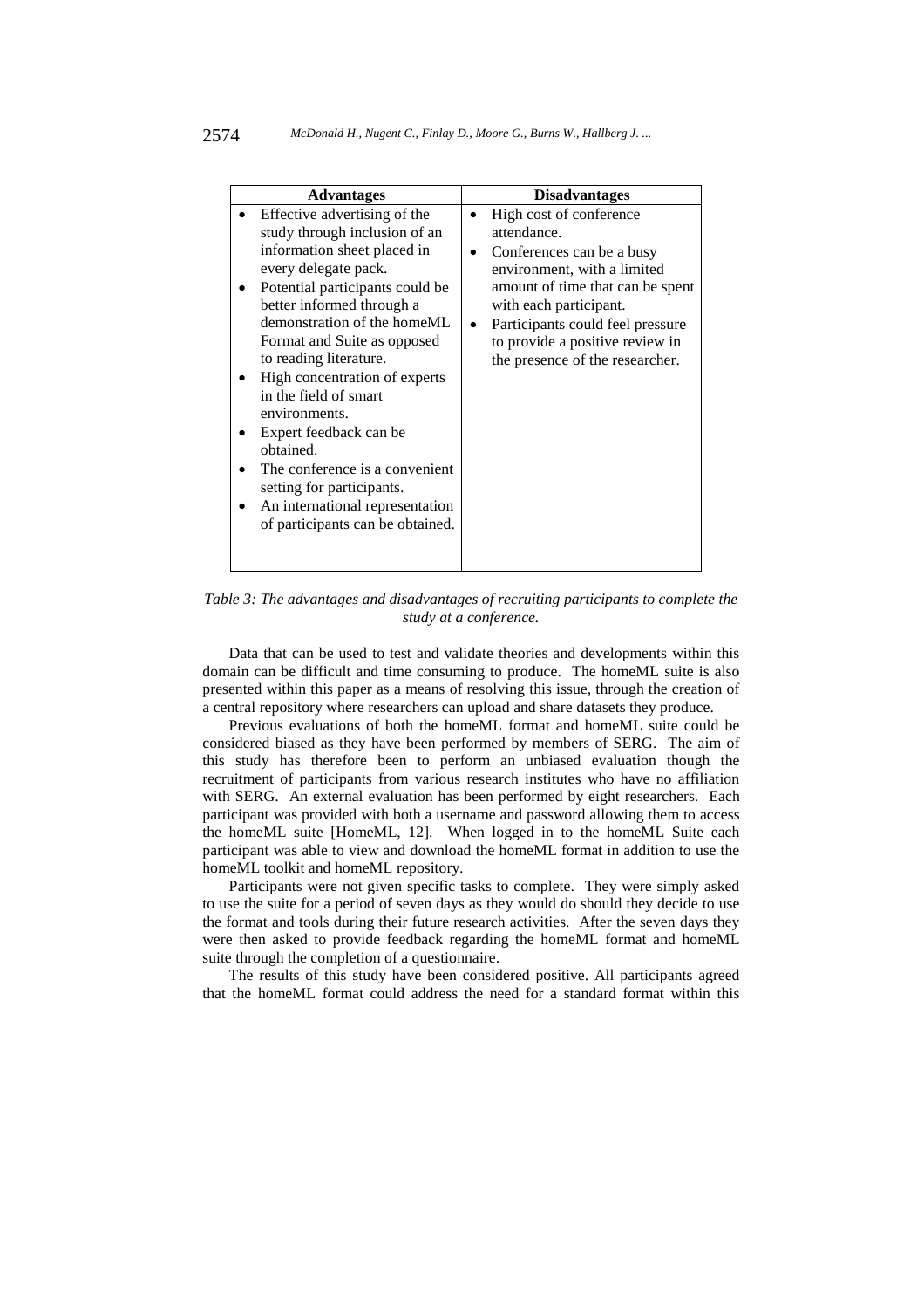| Advantages | Disadvantages |
|---|---|
| • Effective advertising of the study through inclusion of an information sheet placed in every delegate pack.<br>• Potential participants could be better informed through a demonstration of the homeML Format and Suite as opposed to reading literature.<br>• High concentration of experts in the field of smart environments.<br>• Expert feedback can be obtained.<br>• The conference is a convenient setting for participants.<br>• An international representation of participants can be obtained. | • High cost of conference attendance.<br>• Conferences can be a busy environment, with a limited amount of time that can be spent with each participant.<br>• Participants could feel pressure to provide a positive review in the presence of the researcher. |

*Table 3: The advantages and disadvantages of recruiting participants to complete the study at a conference.*

Data that can be used to test and validate theories and developments within this domain can be difficult and time consuming to produce. The homeML suite is also presented within this paper as a means of resolving this issue, through the creation of a central repository where researchers can upload and share datasets they produce.

Previous evaluations of both the homeML format and homeML suite could be considered biased as they have been performed by members of SERG. The aim of this study has therefore been to perform an unbiased evaluation though the recruitment of participants from various research institutes who have no affiliation with SERG. An external evaluation has been performed by eight researchers. Each participant was provided with both a username and password allowing them to access the homeML suite [HomeML, 12]. When logged in to the homeML Suite each participant was able to view and download the homeML format in addition to use the homeML toolkit and homeML repository.

Participants were not given specific tasks to complete. They were simply asked to use the suite for a period of seven days as they would do should they decide to use the format and tools during their future research activities. After the seven days they were then asked to provide feedback regarding the homeML format and homeML suite through the completion of a questionnaire.

The results of this study have been considered positive. All participants agreed that the homeML format could address the need for a standard format within this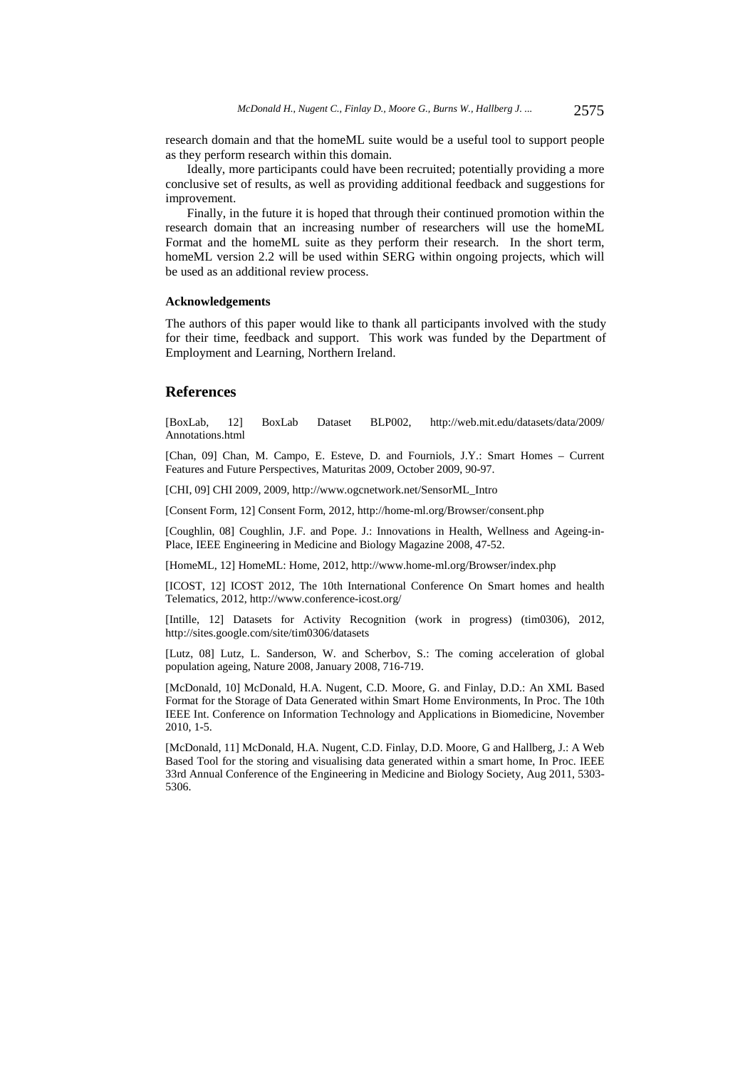research domain and that the homeML suite would be a useful tool to support people as they perform research within this domain.

Ideally, more participants could have been recruited; potentially providing a more conclusive set of results, as well as providing additional feedback and suggestions for improvement.

Finally, in the future it is hoped that through their continued promotion within the research domain that an increasing number of researchers will use the homeML Format and the homeML suite as they perform their research. In the short term, homeML version 2.2 will be used within SERG within ongoing projects, which will be used as an additional review process.

**Acknowledgements**

The authors of this paper would like to thank all participants involved with the study for their time, feedback and support. This work was funded by the Department of Employment and Learning, Northern Ireland.

## References

[BoxLab, 12] BoxLab Dataset BLP002, http://web.mit.edu/datasets/data/2009/Annotations.html

[Chan, 09] Chan, M. Campo, E. Esteve, D. and Fourniols, J.Y.: Smart Homes – Current Features and Future Perspectives, Maturitas 2009, October 2009, 90-97.

[CHI, 09] CHI 2009, 2009, http://www.ogcnetwork.net/SensorML_Intro

[Consent Form, 12] Consent Form, 2012, http://home-ml.org/Browser/consent.php

[Coughlin, 08] Coughlin, J.F. and Pope. J.: Innovations in Health, Wellness and Ageing-in-Place, IEEE Engineering in Medicine and Biology Magazine 2008, 47-52.

[HomeML, 12] HomeML: Home, 2012, http://www.home-ml.org/Browser/index.php

[ICOST, 12] ICOST 2012, The 10th International Conference On Smart homes and health Telematics, 2012, http://www.conference-icost.org/

[Intille, 12] Datasets for Activity Recognition (work in progress) (tim0306), 2012, http://sites.google.com/site/tim0306/datasets

[Lutz, 08] Lutz, L. Sanderson, W. and Scherbov, S.: The coming acceleration of global population ageing, Nature 2008, January 2008, 716-719.

[McDonald, 10] McDonald, H.A. Nugent, C.D. Moore, G. and Finlay, D.D.: An XML Based Format for the Storage of Data Generated within Smart Home Environments, In Proc. The 10th IEEE Int. Conference on Information Technology and Applications in Biomedicine, November 2010, 1-5.

[McDonald, 11] McDonald, H.A. Nugent, C.D. Finlay, D.D. Moore, G and Hallberg, J.: A Web Based Tool for the storing and visualising data generated within a smart home, In Proc. IEEE 33rd Annual Conference of the Engineering in Medicine and Biology Society, Aug 2011, 5303-5306.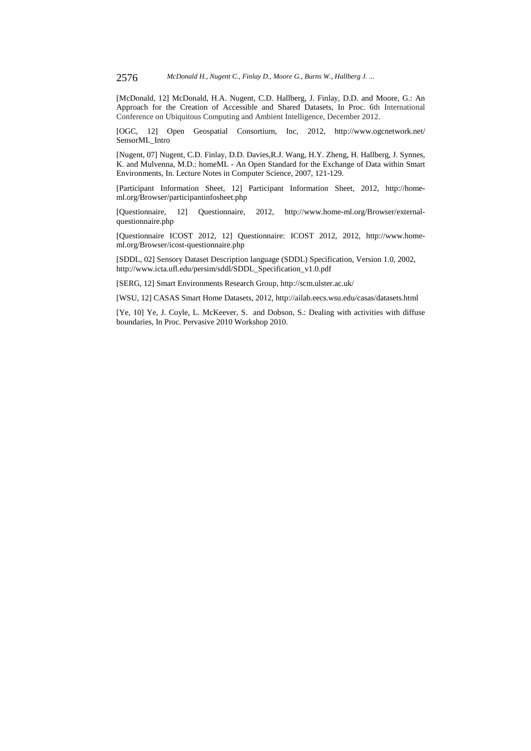[McDonald, 12] McDonald, H.A. Nugent, C.D. Hallberg, J. Finlay, D.D. and Moore, G.: An Approach for the Creation of Accessible and Shared Datasets, In Proc. 6th International Conference on Ubiquitous Computing and Ambient Intelligence, December 2012.

[OGC, 12] Open Geospatial Consortium, Inc, 2012, http://www.ogcnetwork.net/SensorML_Intro

[Nugent, 07] Nugent, C.D. Finlay, D.D. Davies,R.J. Wang, H.Y. Zheng, H. Hallberg, J. Synnes, K. and Mulvenna, M.D.: homeML - An Open Standard for the Exchange of Data within Smart Environments, In. Lecture Notes in Computer Science, 2007, 121-129.

[Participant Information Sheet, 12] Participant Information Sheet, 2012, http://home-ml.org/Browser/participantinfosheet.php

[Questionnaire, 12] Questionnaire, 2012, http://www.home-ml.org/Browser/external-questionnaire.php

[Questionnaire ICOST 2012, 12] Questionnaire: ICOST 2012, 2012, http://www.home-ml.org/Browser/icost-questionnaire.php

[SDDL, 02] Sensory Dataset Description language (SDDL) Specification, Version 1.0, 2002, http://www.icta.ufl.edu/persim/sddl/SDDL_Specification_v1.0.pdf

[SERG, 12] Smart Environments Research Group, http://scm.ulster.ac.uk/

[WSU, 12] CASAS Smart Home Datasets, 2012, http://ailab.eecs.wsu.edu/casas/datasets.html

[Ye, 10] Ye, J. Coyle, L. McKeever, S. and Dobson, S.: Dealing with activities with diffuse boundaries, In Proc. Pervasive 2010 Workshop 2010.